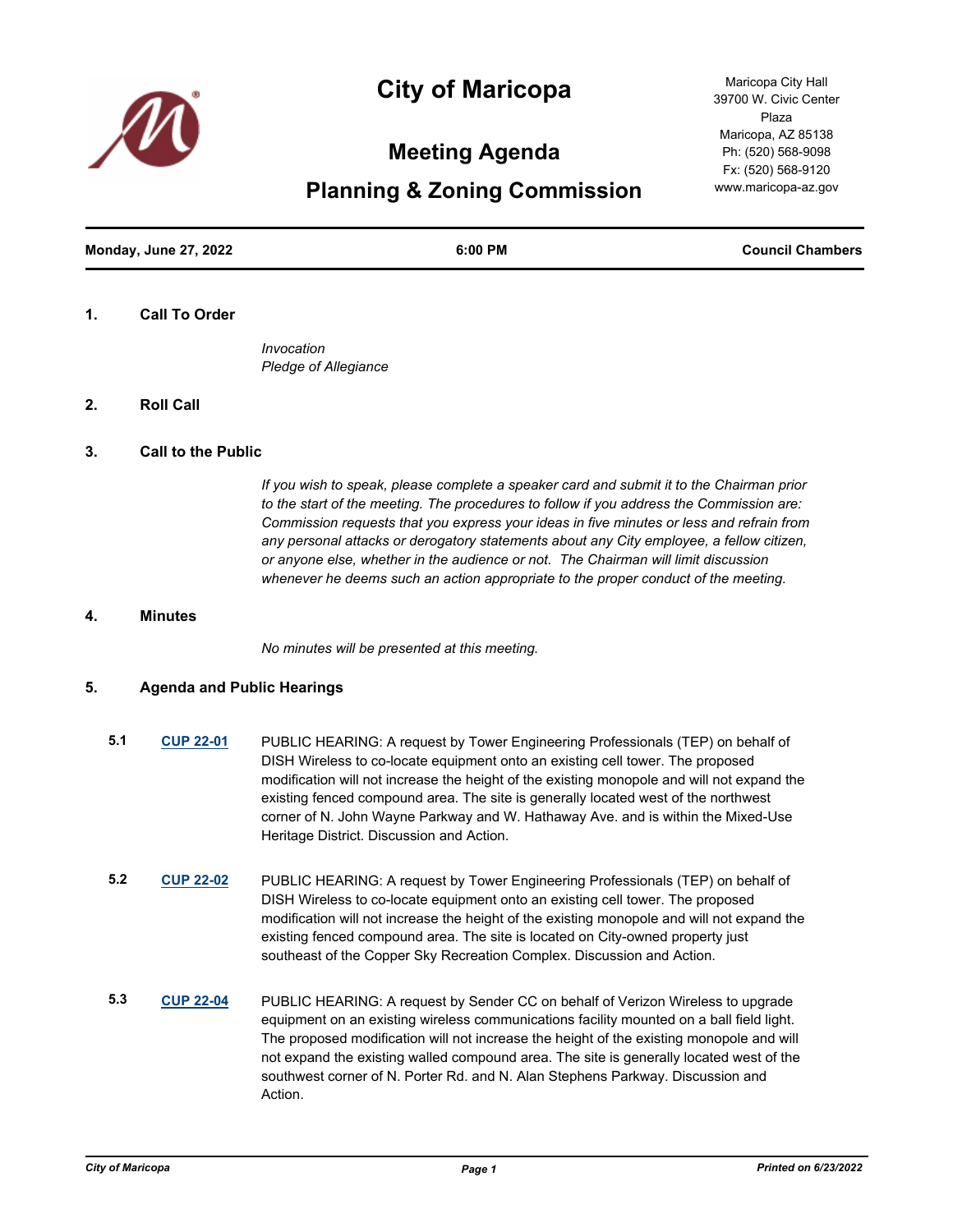# City of Maricopa

## Meeting Agenda

## Planning & Zoning Commission

Maricopa City Hall
39700 W. Civic Center Plaza
Maricopa, AZ 85138
Ph: (520) 568-9098
Fx: (520) 568-9120
www.maricopa-az.gov

**Monday, June 27, 2022** | **6:00 PM** | **Council Chambers**

### 1. Call To Order

*Invocation*
*Pledge of Allegiance*

### 2. Roll Call

### 3. Call to the Public

*If you wish to speak, please complete a speaker card and submit it to the Chairman prior to the start of the meeting. The procedures to follow if you address the Commission are: Commission requests that you express your ideas in five minutes or less and refrain from any personal attacks or derogatory statements about any City employee, a fellow citizen, or anyone else, whether in the audience or not. The Chairman will limit discussion whenever he deems such an action appropriate to the proper conduct of the meeting.*

### 4. Minutes

*No minutes will be presented at this meeting.*

### 5. Agenda and Public Hearings

**5.1** **CUP 22-01** PUBLIC HEARING: A request by Tower Engineering Professionals (TEP) on behalf of DISH Wireless to co-locate equipment onto an existing cell tower. The proposed modification will not increase the height of the existing monopole and will not expand the existing fenced compound area. The site is generally located west of the northwest corner of N. John Wayne Parkway and W. Hathaway Ave. and is within the Mixed-Use Heritage District. Discussion and Action.

**5.2** **CUP 22-02** PUBLIC HEARING: A request by Tower Engineering Professionals (TEP) on behalf of DISH Wireless to co-locate equipment onto an existing cell tower. The proposed modification will not increase the height of the existing monopole and will not expand the existing fenced compound area. The site is located on City-owned property just southeast of the Copper Sky Recreation Complex. Discussion and Action.

**5.3** **CUP 22-04** PUBLIC HEARING: A request by Sender CC on behalf of Verizon Wireless to upgrade equipment on an existing wireless communications facility mounted on a ball field light. The proposed modification will not increase the height of the existing monopole and will not expand the existing walled compound area. The site is generally located west of the southwest corner of N. Porter Rd. and N. Alan Stephens Parkway. Discussion and Action.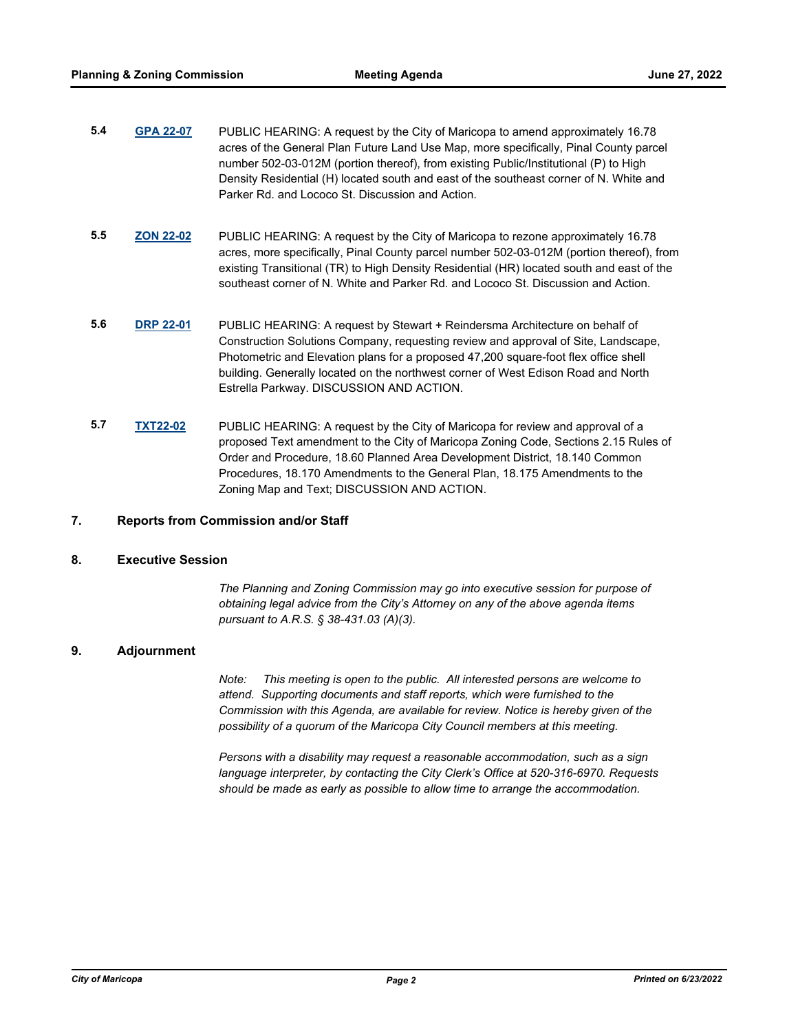**5.4** **GPA 22-07** PUBLIC HEARING: A request by the City of Maricopa to amend approximately 16.78 acres of the General Plan Future Land Use Map, more specifically, Pinal County parcel number 502-03-012M (portion thereof), from existing Public/Institutional (P) to High Density Residential (H) located south and east of the southeast corner of N. White and Parker Rd. and Lococo St. Discussion and Action.

**5.5** **ZON 22-02** PUBLIC HEARING: A request by the City of Maricopa to rezone approximately 16.78 acres, more specifically, Pinal County parcel number 502-03-012M (portion thereof), from existing Transitional (TR) to High Density Residential (HR) located south and east of the southeast corner of N. White and Parker Rd. and Lococo St. Discussion and Action.

**5.6** **DRP 22-01** PUBLIC HEARING: A request by Stewart + Reindersma Architecture on behalf of Construction Solutions Company, requesting review and approval of Site, Landscape, Photometric and Elevation plans for a proposed 47,200 square-foot flex office shell building. Generally located on the northwest corner of West Edison Road and North Estrella Parkway. DISCUSSION AND ACTION.

**5.7** **TXT22-02** PUBLIC HEARING: A request by the City of Maricopa for review and approval of a proposed Text amendment to the City of Maricopa Zoning Code, Sections 2.15 Rules of Order and Procedure, 18.60 Planned Area Development District, 18.140 Common Procedures, 18.170 Amendments to the General Plan, 18.175 Amendments to the Zoning Map and Text; DISCUSSION AND ACTION.

## 7. Reports from Commission and/or Staff

## 8. Executive Session

*The Planning and Zoning Commission may go into executive session for purpose of obtaining legal advice from the City's Attorney on any of the above agenda items pursuant to A.R.S. § 38-431.03 (A)(3).*

## 9. Adjournment

*Note: This meeting is open to the public. All interested persons are welcome to attend. Supporting documents and staff reports, which were furnished to the Commission with this Agenda, are available for review. Notice is hereby given of the possibility of a quorum of the Maricopa City Council members at this meeting.*

*Persons with a disability may request a reasonable accommodation, such as a sign language interpreter, by contacting the City Clerk's Office at 520-316-6970. Requests should be made as early as possible to allow time to arrange the accommodation.*